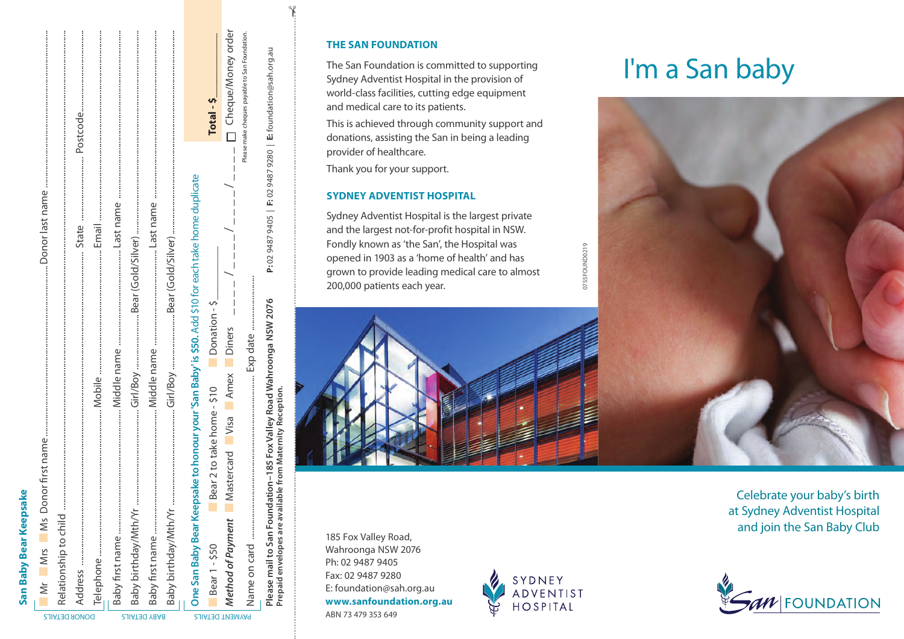## San Baby Bear Keepsake

DONOR DETAILS

Mr | Mrs | Ms Donor first name ........................................ Donor last name ........................................

Relationship to child ........................................

Address ........................................ State ............ Postcode............

Telephone ........................ Mobile ........................ Email ........................

BABY DETAILS

Baby first name ........................ Middle name ........................ Last name ........................

Baby birthday/Mth/Yr ........................ Girl/Boy ............ Bear (Gold/Silver)............

Baby first name ........................ Middle name ........................ Last name ........................

Baby birthday/Mth/Yr ........................ Girl/Boy ............ Bear (Gold/Silver)............

PAYMENT DETAILS

**One San Baby Bear Keepsake to honour your 'San Baby' is $50.** Add $10 for each take home duplicate

Bear 1 - $50 | Bear 2 to take home - $10 | Donation - $______ | **Total - $______**

*Method of Payment* | Mastercard | Visa | Amex | Diners ____ / ____ / ____ / ____ | ☐ Cheque/Money order

Please make cheques payable to San Foundation.

Name on card ........................................ Exp date ............

**Please mail to San Foundation–185 Fox Valley Road Wahroonga NSW 2076**
**Prepaid envelopes are available from Maternity Reception.**

**P:** 02 9487 9405 | **F:** 02 9487 9280 | **E:** foundation@sah.org.au

## THE SAN FOUNDATION

The San Foundation is committed to supporting Sydney Adventist Hospital in the provision of world-class facilities, cutting edge equipment and medical care to its patients.

This is achieved through community support and donations, assisting the San in being a leading provider of healthcare.

Thank you for your support.

## SYDNEY ADVENTIST HOSPITAL

Sydney Adventist Hospital is the largest private and the largest not-for-profit hospital in NSW. Fondly known as 'the San', the Hospital was opened in 1903 as a 'home of health' and has grown to provide leading medical care to almost 200,000 patients each year.

185 Fox Valley Road,
Wahroonga NSW 2076
Ph: 02 9487 9405
Fax: 02 9487 9280
E: foundation@sah.org.au
**www.sanfoundation.org.au**
ABN 73 479 353 649

SYDNEY ADVENTIST HOSPITAL

0755FOUND0219

# I'm a San baby

Celebrate your baby's birth at Sydney Adventist Hospital and join the San Baby Club

San FOUNDATION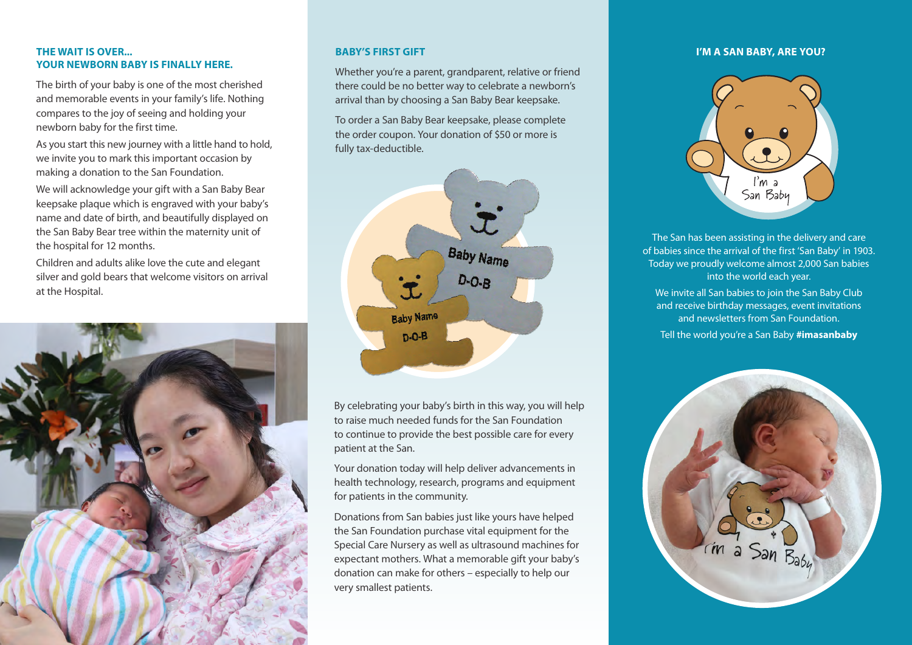## THE WAIT IS OVER... YOUR NEWBORN BABY IS FINALLY HERE.

The birth of your baby is one of the most cherished and memorable events in your family's life. Nothing compares to the joy of seeing and holding your newborn baby for the first time.

As you start this new journey with a little hand to hold, we invite you to mark this important occasion by making a donation to the San Foundation.

We will acknowledge your gift with a San Baby Bear keepsake plaque which is engraved with your baby's name and date of birth, and beautifully displayed on the San Baby Bear tree within the maternity unit of the hospital for 12 months.

Children and adults alike love the cute and elegant silver and gold bears that welcome visitors on arrival at the Hospital.

## BABY'S FIRST GIFT

Whether you're a parent, grandparent, relative or friend there could be no better way to celebrate a newborn's arrival than by choosing a San Baby Bear keepsake.

To order a San Baby Bear keepsake, please complete the order coupon. Your donation of $50 or more is fully tax-deductible.

Baby Name
D-O-B

Baby Name
D-O-B

By celebrating your baby's birth in this way, you will help to raise much needed funds for the San Foundation to continue to provide the best possible care for every patient at the San.

Your donation today will help deliver advancements in health technology, research, programs and equipment for patients in the community.

Donations from San babies just like yours have helped the San Foundation purchase vital equipment for the Special Care Nursery as well as ultrasound machines for expectant mothers. What a memorable gift your baby's donation can make for others – especially to help our very smallest patients.

## I'M A SAN BABY, ARE YOU?

I'm a San Baby

The San has been assisting in the delivery and care of babies since the arrival of the first 'San Baby' in 1903. Today we proudly welcome almost 2,000 San babies into the world each year.

We invite all San babies to join the San Baby Club and receive birthday messages, event invitations and newsletters from San Foundation.

Tell the world you're a San Baby **#imasanbaby**